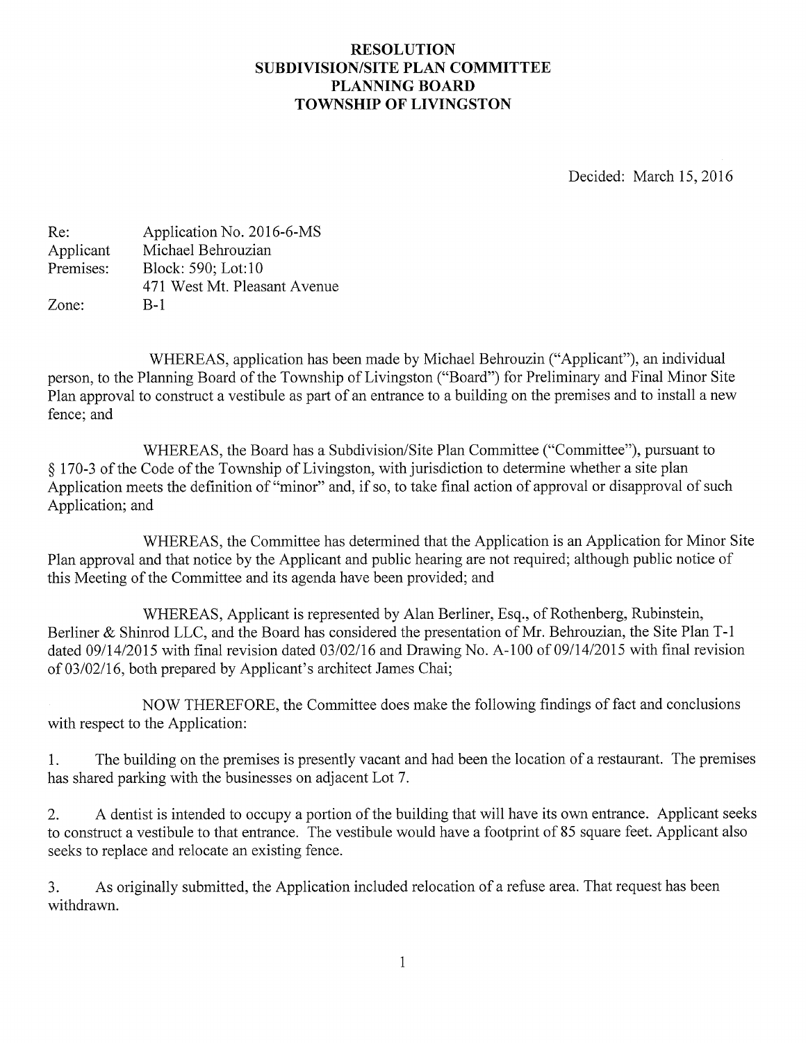# RESOLUTION
## SUBDIVISION/SITE PLAN COMMITTEE
## PLANNING BOARD
## TOWNSHIP OF LIVINGSTON

Decided: March 15, 2016

| | |
|---|---|
| Re: | Application No. 2016-6-MS |
| Applicant | Michael Behrouzian |
| Premises: | Block: 590; Lot:10 |
| | 471 West Mt. Pleasant Avenue |
| Zone: | B-1 |

WHEREAS, application has been made by Michael Behrouzin ("Applicant"), an individual person, to the Planning Board of the Township of Livingston ("Board") for Preliminary and Final Minor Site Plan approval to construct a vestibule as part of an entrance to a building on the premises and to install a new fence; and

WHEREAS, the Board has a Subdivision/Site Plan Committee ("Committee"), pursuant to § 170-3 of the Code of the Township of Livingston, with jurisdiction to determine whether a site plan Application meets the definition of "minor" and, if so, to take final action of approval or disapproval of such Application; and

WHEREAS, the Committee has determined that the Application is an Application for Minor Site Plan approval and that notice by the Applicant and public hearing are not required; although public notice of this Meeting of the Committee and its agenda have been provided; and

WHEREAS, Applicant is represented by Alan Berliner, Esq., of Rothenberg, Rubinstein, Berliner & Shinrod LLC, and the Board has considered the presentation of Mr. Behrouzian, the Site Plan T-1 dated 09/14/2015 with final revision dated 03/02/16 and Drawing No. A-100 of 09/14/2015 with final revision of 03/02/16, both prepared by Applicant's architect James Chai;

NOW THEREFORE, the Committee does make the following findings of fact and conclusions with respect to the Application:

1. The building on the premises is presently vacant and had been the location of a restaurant. The premises has shared parking with the businesses on adjacent Lot 7.

2. A dentist is intended to occupy a portion of the building that will have its own entrance. Applicant seeks to construct a vestibule to that entrance. The vestibule would have a footprint of 85 square feet. Applicant also seeks to replace and relocate an existing fence.

3. As originally submitted, the Application included relocation of a refuse area. That request has been withdrawn.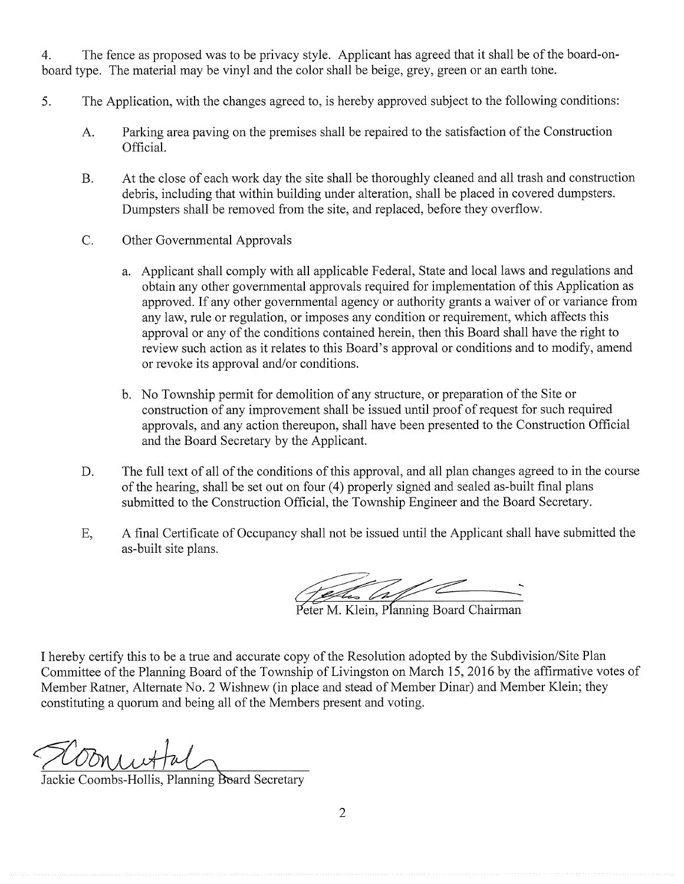4. The fence as proposed was to be privacy style. Applicant has agreed that it shall be of the board-on-board type. The material may be vinyl and the color shall be beige, grey, green or an earth tone.

5. The Application, with the changes agreed to, is hereby approved subject to the following conditions:

   A. Parking area paving on the premises shall be repaired to the satisfaction of the Construction Official.

   B. At the close of each work day the site shall be thoroughly cleaned and all trash and construction debris, including that within building under alteration, shall be placed in covered dumpsters. Dumpsters shall be removed from the site, and replaced, before they overflow.

   C. Other Governmental Approvals

      a. Applicant shall comply with all applicable Federal, State and local laws and regulations and obtain any other governmental approvals required for implementation of this Application as approved. If any other governmental agency or authority grants a waiver of or variance from any law, rule or regulation, or imposes any condition or requirement, which affects this approval or any of the conditions contained herein, then this Board shall have the right to review such action as it relates to this Board's approval or conditions and to modify, amend or revoke its approval and/or conditions.

      b. No Township permit for demolition of any structure, or preparation of the Site or construction of any improvement shall be issued until proof of request for such required approvals, and any action thereupon, shall have been presented to the Construction Official and the Board Secretary by the Applicant.

   D. The full text of all of the conditions of this approval, and all plan changes agreed to in the course of the hearing, shall be set out on four (4) properly signed and sealed as-built final plans submitted to the Construction Official, the Township Engineer and the Board Secretary.

   E, A final Certificate of Occupancy shall not be issued until the Applicant shall have submitted the as-built site plans.

Peter M. Klein, Planning Board Chairman

I hereby certify this to be a true and accurate copy of the Resolution adopted by the Subdivision/Site Plan Committee of the Planning Board of the Township of Livingston on March 15, 2016 by the affirmative votes of Member Ratner, Alternate No. 2 Wishnew (in place and stead of Member Dinar) and Member Klein; they constituting a quorum and being all of the Members present and voting.

Jackie Coombs-Hollis, Planning Board Secretary